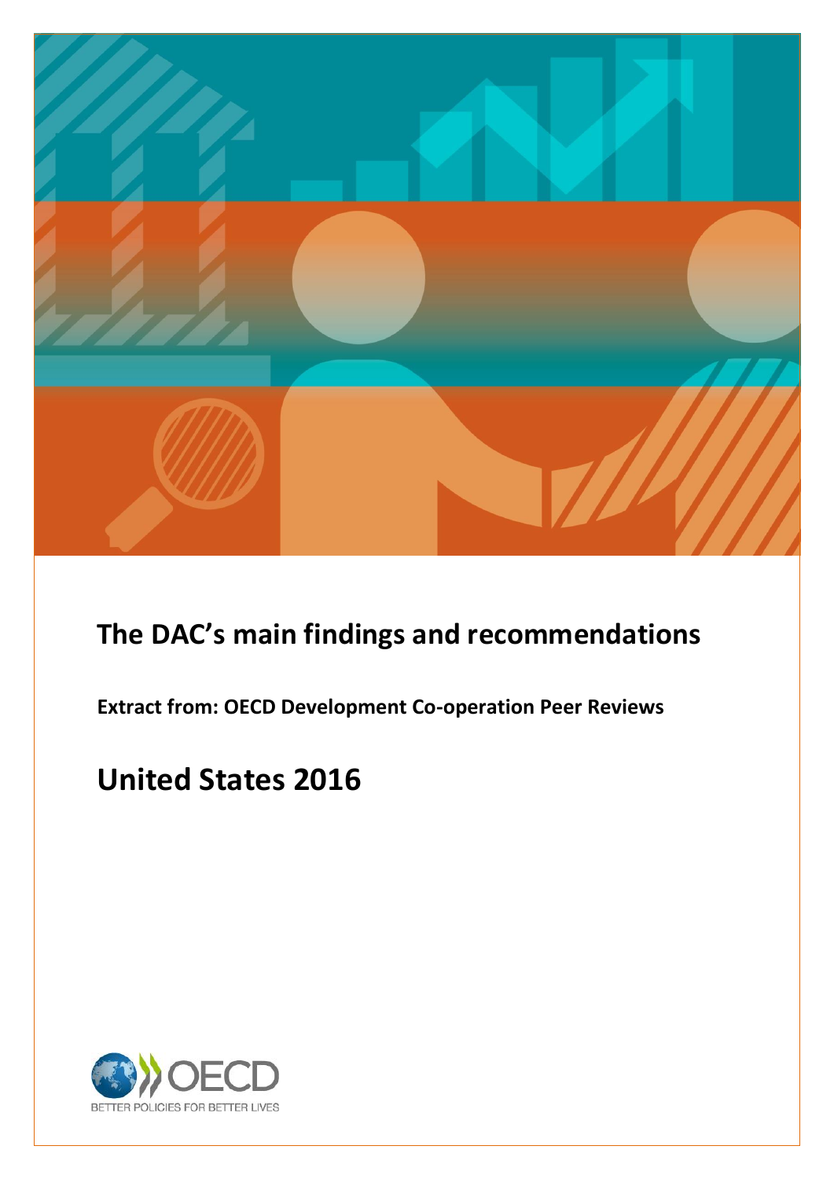# The DAC's main findings and recommendations

**Extract from: OECD Development Co-operation Peer Reviews**

# United States 2016

OECD

BETTER POLICIES FOR BETTER LIVES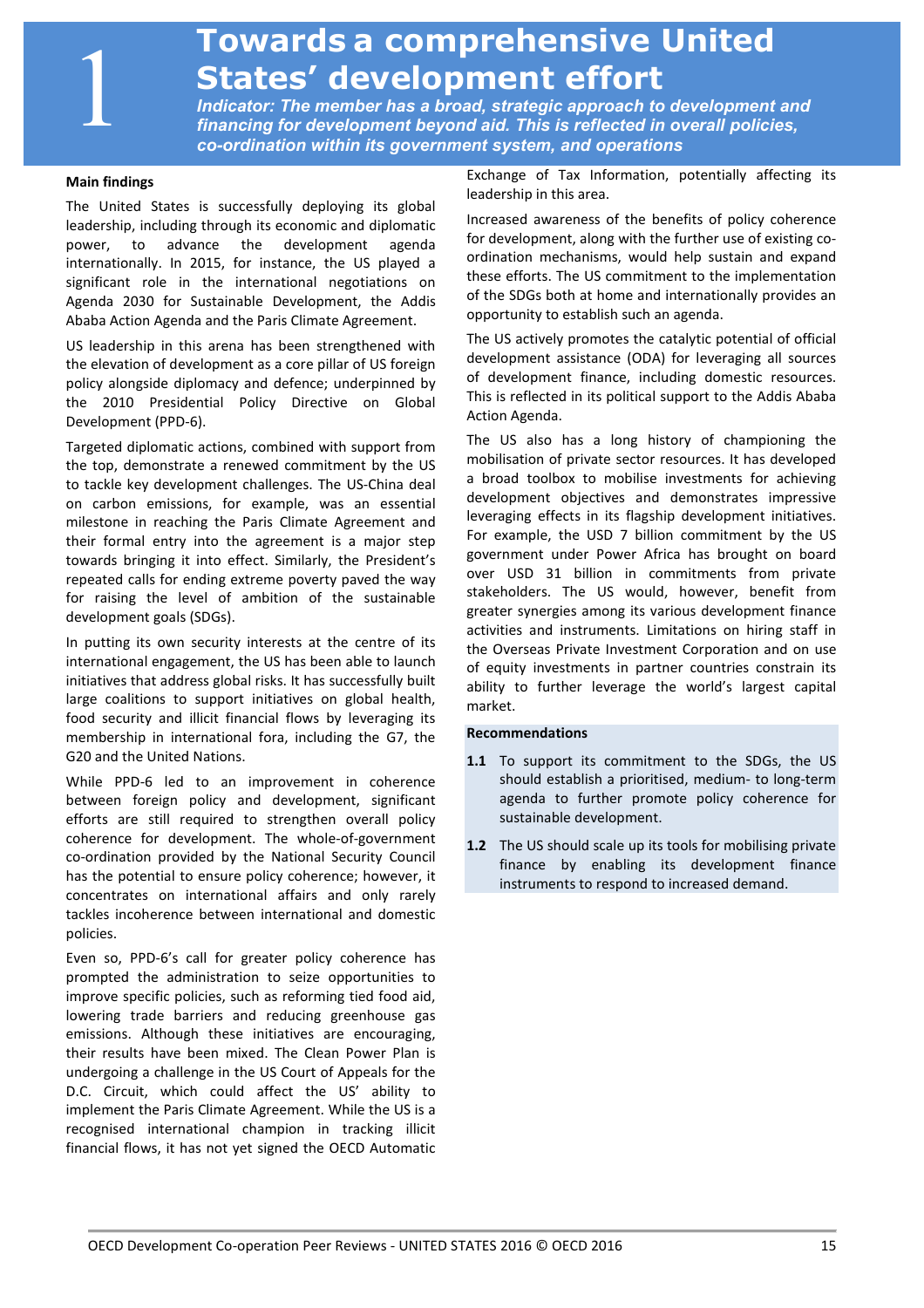# 1 Towards a comprehensive United States' development effort

*Indicator: The member has a broad, strategic approach to development and financing for development beyond aid. This is reflected in overall policies, co-ordination within its government system, and operations*

**Main findings**

The United States is successfully deploying its global leadership, including through its economic and diplomatic power, to advance the development agenda internationally. In 2015, for instance, the US played a significant role in the international negotiations on Agenda 2030 for Sustainable Development, the Addis Ababa Action Agenda and the Paris Climate Agreement.

US leadership in this arena has been strengthened with the elevation of development as a core pillar of US foreign policy alongside diplomacy and defence; underpinned by the 2010 Presidential Policy Directive on Global Development (PPD-6).

Targeted diplomatic actions, combined with support from the top, demonstrate a renewed commitment by the US to tackle key development challenges. The US-China deal on carbon emissions, for example, was an essential milestone in reaching the Paris Climate Agreement and their formal entry into the agreement is a major step towards bringing it into effect. Similarly, the President's repeated calls for ending extreme poverty paved the way for raising the level of ambition of the sustainable development goals (SDGs).

In putting its own security interests at the centre of its international engagement, the US has been able to launch initiatives that address global risks. It has successfully built large coalitions to support initiatives on global health, food security and illicit financial flows by leveraging its membership in international fora, including the G7, the G20 and the United Nations.

While PPD-6 led to an improvement in coherence between foreign policy and development, significant efforts are still required to strengthen overall policy coherence for development. The whole-of-government co-ordination provided by the National Security Council has the potential to ensure policy coherence; however, it concentrates on international affairs and only rarely tackles incoherence between international and domestic policies.

Even so, PPD-6's call for greater policy coherence has prompted the administration to seize opportunities to improve specific policies, such as reforming tied food aid, lowering trade barriers and reducing greenhouse gas emissions. Although these initiatives are encouraging, their results have been mixed. The Clean Power Plan is undergoing a challenge in the US Court of Appeals for the D.C. Circuit, which could affect the US' ability to implement the Paris Climate Agreement. While the US is a recognised international champion in tracking illicit financial flows, it has not yet signed the OECD Automatic Exchange of Tax Information, potentially affecting its leadership in this area.

Increased awareness of the benefits of policy coherence for development, along with the further use of existing co-ordination mechanisms, would help sustain and expand these efforts. The US commitment to the implementation of the SDGs both at home and internationally provides an opportunity to establish such an agenda.

The US actively promotes the catalytic potential of official development assistance (ODA) for leveraging all sources of development finance, including domestic resources. This is reflected in its political support to the Addis Ababa Action Agenda.

The US also has a long history of championing the mobilisation of private sector resources. It has developed a broad toolbox to mobilise investments for achieving development objectives and demonstrates impressive leveraging effects in its flagship development initiatives. For example, the USD 7 billion commitment by the US government under Power Africa has brought on board over USD 31 billion in commitments from private stakeholders. The US would, however, benefit from greater synergies among its various development finance activities and instruments. Limitations on hiring staff in the Overseas Private Investment Corporation and on use of equity investments in partner countries constrain its ability to further leverage the world's largest capital market.

**Recommendations**

**1.1** To support its commitment to the SDGs, the US should establish a prioritised, medium- to long-term agenda to further promote policy coherence for sustainable development.

**1.2** The US should scale up its tools for mobilising private finance by enabling its development finance instruments to respond to increased demand.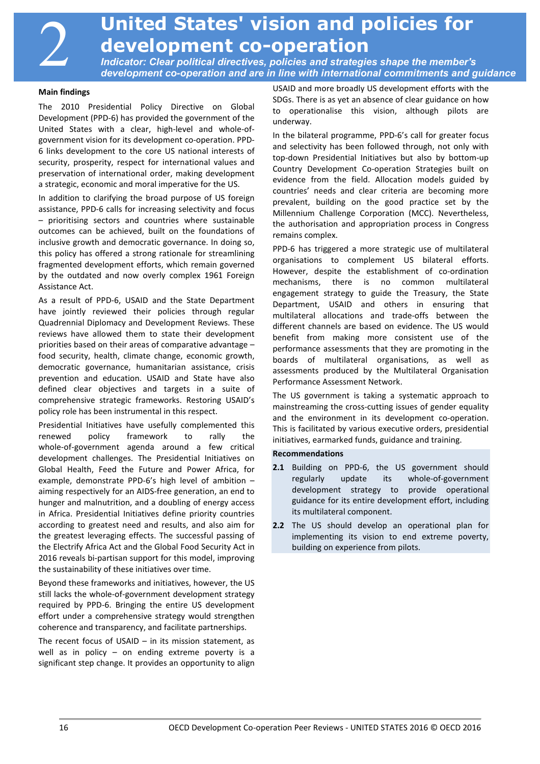# 2 United States' vision and policies for development co-operation

*Indicator: Clear political directives, policies and strategies shape the member's development co-operation and are in line with international commitments and guidance*

**Main findings**

The 2010 Presidential Policy Directive on Global Development (PPD-6) has provided the government of the United States with a clear, high-level and whole-of-government vision for its development co-operation. PPD-6 links development to the core US national interests of security, prosperity, respect for international values and preservation of international order, making development a strategic, economic and moral imperative for the US.

In addition to clarifying the broad purpose of US foreign assistance, PPD-6 calls for increasing selectivity and focus – prioritising sectors and countries where sustainable outcomes can be achieved, built on the foundations of inclusive growth and democratic governance. In doing so, this policy has offered a strong rationale for streamlining fragmented development efforts, which remain governed by the outdated and now overly complex 1961 Foreign Assistance Act.

As a result of PPD-6, USAID and the State Department have jointly reviewed their policies through regular Quadrennial Diplomacy and Development Reviews. These reviews have allowed them to state their development priorities based on their areas of comparative advantage – food security, health, climate change, economic growth, democratic governance, humanitarian assistance, crisis prevention and education. USAID and State have also defined clear objectives and targets in a suite of comprehensive strategic frameworks. Restoring USAID's policy role has been instrumental in this respect.

Presidential Initiatives have usefully complemented this renewed policy framework to rally the whole-of-government agenda around a few critical development challenges. The Presidential Initiatives on Global Health, Feed the Future and Power Africa, for example, demonstrate PPD-6's high level of ambition – aiming respectively for an AIDS-free generation, an end to hunger and malnutrition, and a doubling of energy access in Africa. Presidential Initiatives define priority countries according to greatest need and results, and also aim for the greatest leveraging effects. The successful passing of the Electrify Africa Act and the Global Food Security Act in 2016 reveals bi-partisan support for this model, improving the sustainability of these initiatives over time.

Beyond these frameworks and initiatives, however, the US still lacks the whole-of-government development strategy required by PPD-6. Bringing the entire US development effort under a comprehensive strategy would strengthen coherence and transparency, and facilitate partnerships.

The recent focus of USAID – in its mission statement, as well as in policy – on ending extreme poverty is a significant step change. It provides an opportunity to align USAID and more broadly US development efforts with the SDGs. There is as yet an absence of clear guidance on how to operationalise this vision, although pilots are underway.

In the bilateral programme, PPD-6's call for greater focus and selectivity has been followed through, not only with top-down Presidential Initiatives but also by bottom-up Country Development Co-operation Strategies built on evidence from the field. Allocation models guided by countries' needs and clear criteria are becoming more prevalent, building on the good practice set by the Millennium Challenge Corporation (MCC). Nevertheless, the authorisation and appropriation process in Congress remains complex.

PPD-6 has triggered a more strategic use of multilateral organisations to complement US bilateral efforts. However, despite the establishment of co-ordination mechanisms, there is no common multilateral engagement strategy to guide the Treasury, the State Department, USAID and others in ensuring that multilateral allocations and trade-offs between the different channels are based on evidence. The US would benefit from making more consistent use of the performance assessments that they are promoting in the boards of multilateral organisations, as well as assessments produced by the Multilateral Organisation Performance Assessment Network.

The US government is taking a systematic approach to mainstreaming the cross-cutting issues of gender equality and the environment in its development co-operation. This is facilitated by various executive orders, presidential initiatives, earmarked funds, guidance and training.

**Recommendations**

**2.1** Building on PPD-6, the US government should regularly update its whole-of-government development strategy to provide operational guidance for its entire development effort, including its multilateral component.

**2.2** The US should develop an operational plan for implementing its vision to end extreme poverty, building on experience from pilots.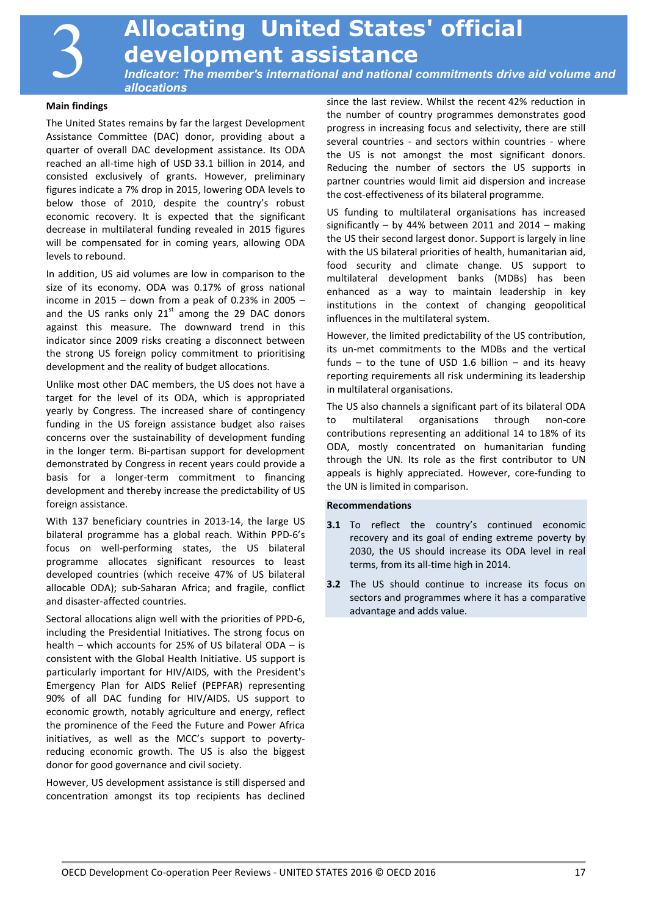# 3 Allocating United States' official development assistance

*Indicator: The member's international and national commitments drive aid volume and allocations*

**Main findings**

The United States remains by far the largest Development Assistance Committee (DAC) donor, providing about a quarter of overall DAC development assistance. Its ODA reached an all-time high of USD 33.1 billion in 2014, and consisted exclusively of grants. However, preliminary figures indicate a 7% drop in 2015, lowering ODA levels to below those of 2010, despite the country's robust economic recovery. It is expected that the significant decrease in multilateral funding revealed in 2015 figures will be compensated for in coming years, allowing ODA levels to rebound.

In addition, US aid volumes are low in comparison to the size of its economy. ODA was 0.17% of gross national income in 2015 – down from a peak of 0.23% in 2005 – and the US ranks only 21st among the 29 DAC donors against this measure. The downward trend in this indicator since 2009 risks creating a disconnect between the strong US foreign policy commitment to prioritising development and the reality of budget allocations.

Unlike most other DAC members, the US does not have a target for the level of its ODA, which is appropriated yearly by Congress. The increased share of contingency funding in the US foreign assistance budget also raises concerns over the sustainability of development funding in the longer term. Bi-partisan support for development demonstrated by Congress in recent years could provide a basis for a longer-term commitment to financing development and thereby increase the predictability of US foreign assistance.

With 137 beneficiary countries in 2013-14, the large US bilateral programme has a global reach. Within PPD-6's focus on well-performing states, the US bilateral programme allocates significant resources to least developed countries (which receive 47% of US bilateral allocable ODA); sub-Saharan Africa; and fragile, conflict and disaster-affected countries.

Sectoral allocations align well with the priorities of PPD-6, including the Presidential Initiatives. The strong focus on health – which accounts for 25% of US bilateral ODA – is consistent with the Global Health Initiative. US support is particularly important for HIV/AIDS, with the President's Emergency Plan for AIDS Relief (PEPFAR) representing 90% of all DAC funding for HIV/AIDS. US support to economic growth, notably agriculture and energy, reflect the prominence of the Feed the Future and Power Africa initiatives, as well as the MCC's support to poverty-reducing economic growth. The US is also the biggest donor for good governance and civil society.

However, US development assistance is still dispersed and concentration amongst its top recipients has declined since the last review. Whilst the recent 42% reduction in the number of country programmes demonstrates good progress in increasing focus and selectivity, there are still several countries - and sectors within countries - where the US is not amongst the most significant donors. Reducing the number of sectors the US supports in partner countries would limit aid dispersion and increase the cost-effectiveness of its bilateral programme.

US funding to multilateral organisations has increased significantly – by 44% between 2011 and 2014 – making the US their second largest donor. Support is largely in line with the US bilateral priorities of health, humanitarian aid, food security and climate change. US support to multilateral development banks (MDBs) has been enhanced as a way to maintain leadership in key institutions in the context of changing geopolitical influences in the multilateral system.

However, the limited predictability of the US contribution, its un-met commitments to the MDBs and the vertical funds – to the tune of USD 1.6 billion – and its heavy reporting requirements all risk undermining its leadership in multilateral organisations.

The US also channels a significant part of its bilateral ODA to multilateral organisations through non-core contributions representing an additional 14 to 18% of its ODA, mostly concentrated on humanitarian funding through the UN. Its role as the first contributor to UN appeals is highly appreciated. However, core-funding to the UN is limited in comparison.

**Recommendations**

**3.1** To reflect the country's continued economic recovery and its goal of ending extreme poverty by 2030, the US should increase its ODA level in real terms, from its all-time high in 2014.

**3.2** The US should continue to increase its focus on sectors and programmes where it has a comparative advantage and adds value.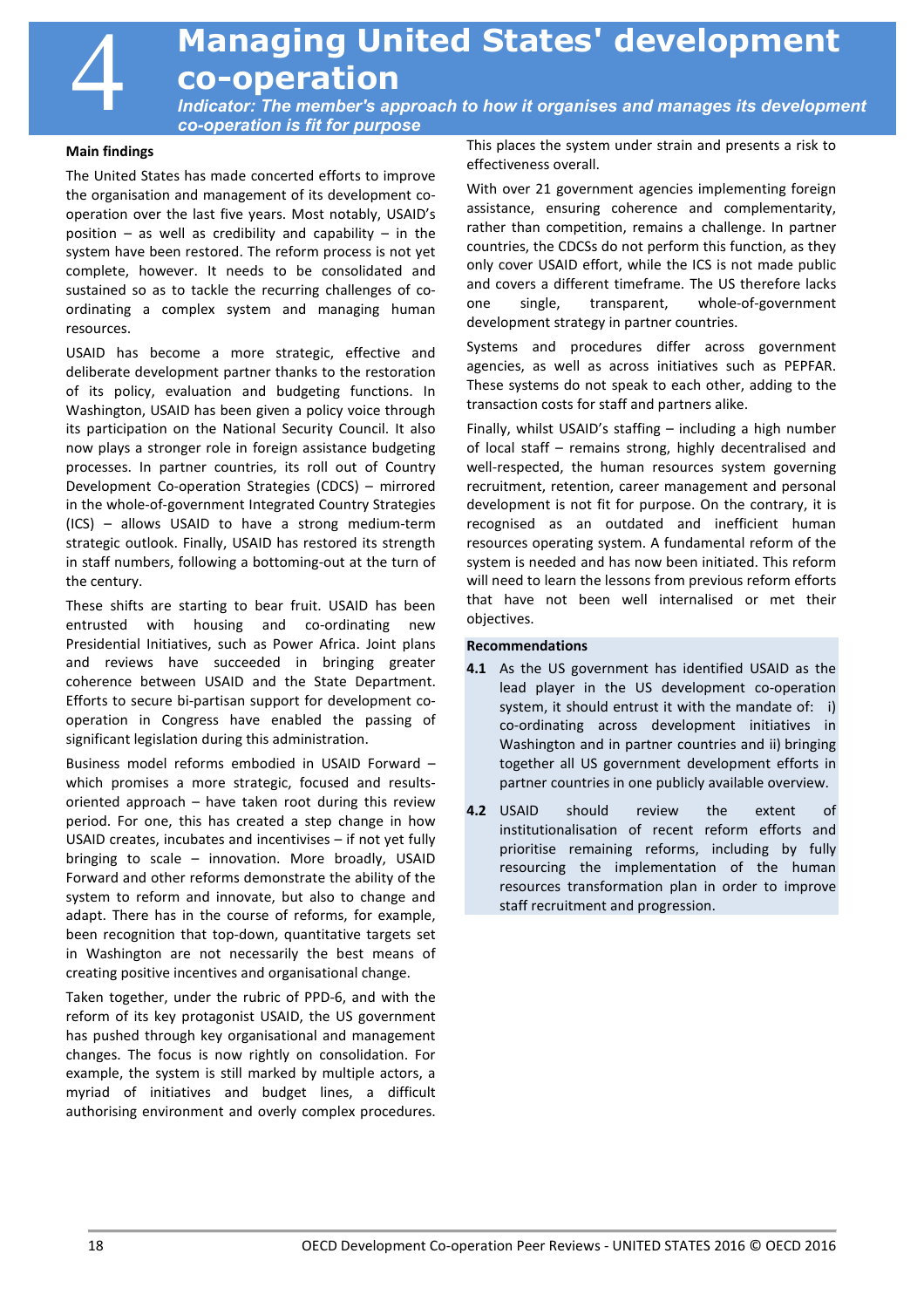# 4 Managing United States' development co-operation

*Indicator: The member's approach to how it organises and manages its development co-operation is fit for purpose*

### Main findings

The United States has made concerted efforts to improve the organisation and management of its development co-operation over the last five years. Most notably, USAID's position – as well as credibility and capability – in the system have been restored. The reform process is not yet complete, however. It needs to be consolidated and sustained so as to tackle the recurring challenges of co-ordinating a complex system and managing human resources.

USAID has become a more strategic, effective and deliberate development partner thanks to the restoration of its policy, evaluation and budgeting functions. In Washington, USAID has been given a policy voice through its participation on the National Security Council. It also now plays a stronger role in foreign assistance budgeting processes. In partner countries, its roll out of Country Development Co-operation Strategies (CDCS) – mirrored in the whole-of-government Integrated Country Strategies (ICS) – allows USAID to have a strong medium-term strategic outlook. Finally, USAID has restored its strength in staff numbers, following a bottoming-out at the turn of the century.

These shifts are starting to bear fruit. USAID has been entrusted with housing and co-ordinating new Presidential Initiatives, such as Power Africa. Joint plans and reviews have succeeded in bringing greater coherence between USAID and the State Department. Efforts to secure bi-partisan support for development co-operation in Congress have enabled the passing of significant legislation during this administration.

Business model reforms embodied in USAID Forward – which promises a more strategic, focused and results-oriented approach – have taken root during this review period. For one, this has created a step change in how USAID creates, incubates and incentivises – if not yet fully bringing to scale – innovation. More broadly, USAID Forward and other reforms demonstrate the ability of the system to reform and innovate, but also to change and adapt. There has in the course of reforms, for example, been recognition that top-down, quantitative targets set in Washington are not necessarily the best means of creating positive incentives and organisational change.

Taken together, under the rubric of PPD-6, and with the reform of its key protagonist USAID, the US government has pushed through key organisational and management changes. The focus is now rightly on consolidation. For example, the system is still marked by multiple actors, a myriad of initiatives and budget lines, a difficult authorising environment and overly complex procedures. This places the system under strain and presents a risk to effectiveness overall.

With over 21 government agencies implementing foreign assistance, ensuring coherence and complementarity, rather than competition, remains a challenge. In partner countries, the CDCSs do not perform this function, as they only cover USAID effort, while the ICS is not made public and covers a different timeframe. The US therefore lacks one single, transparent, whole-of-government development strategy in partner countries.

Systems and procedures differ across government agencies, as well as across initiatives such as PEPFAR. These systems do not speak to each other, adding to the transaction costs for staff and partners alike.

Finally, whilst USAID's staffing – including a high number of local staff – remains strong, highly decentralised and well-respected, the human resources system governing recruitment, retention, career management and personal development is not fit for purpose. On the contrary, it is recognised as an outdated and inefficient human resources operating system. A fundamental reform of the system is needed and has now been initiated. This reform will need to learn the lessons from previous reform efforts that have not been well internalised or met their objectives.

### Recommendations

**4.1** As the US government has identified USAID as the lead player in the US development co-operation system, it should entrust it with the mandate of: i) co-ordinating across development initiatives in Washington and in partner countries and ii) bringing together all US government development efforts in partner countries in one publicly available overview.

**4.2** USAID should review the extent of institutionalisation of recent reform efforts and prioritise remaining reforms, including by fully resourcing the implementation of the human resources transformation plan in order to improve staff recruitment and progression.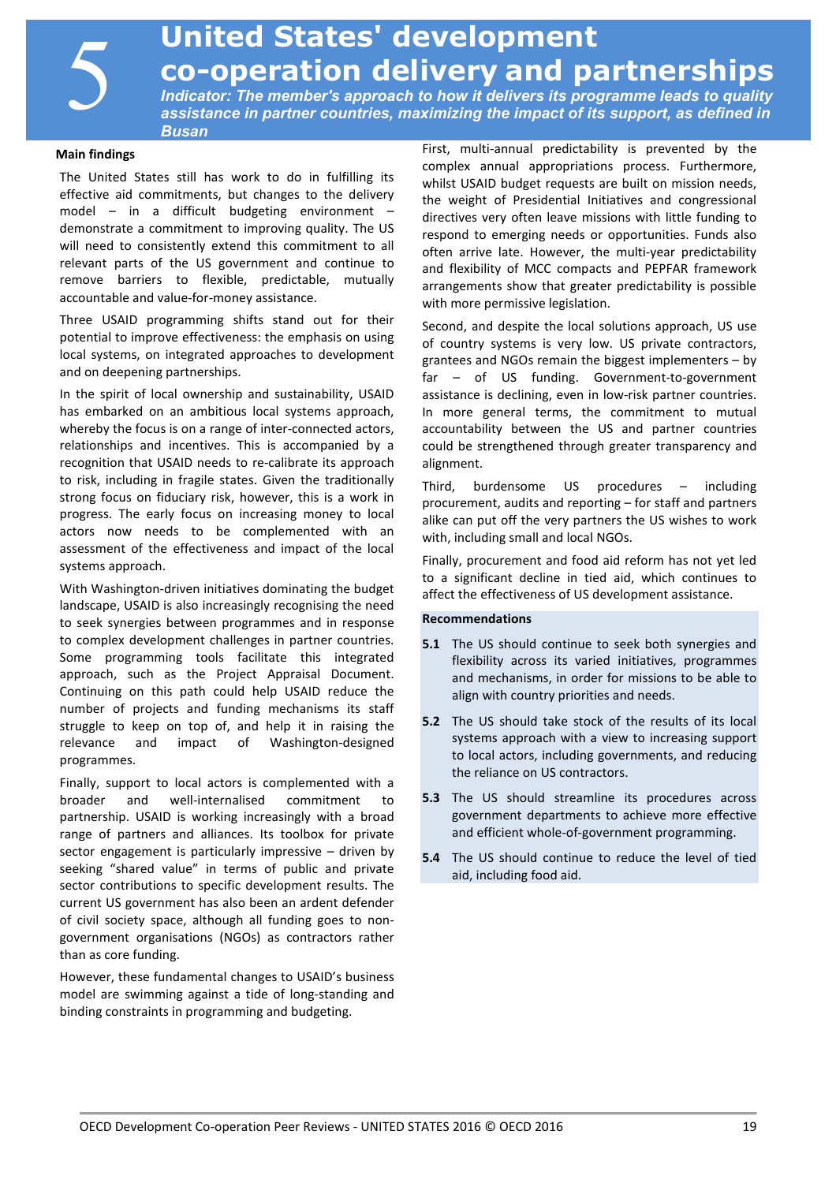# 5 United States' development co-operation delivery and partnerships

*Indicator: The member's approach to how it delivers its programme leads to quality assistance in partner countries, maximizing the impact of its support, as defined in Busan*

**Main findings**

The United States still has work to do in fulfilling its effective aid commitments, but changes to the delivery model – in a difficult budgeting environment – demonstrate a commitment to improving quality. The US will need to consistently extend this commitment to all relevant parts of the US government and continue to remove barriers to flexible, predictable, mutually accountable and value-for-money assistance.

Three USAID programming shifts stand out for their potential to improve effectiveness: the emphasis on using local systems, on integrated approaches to development and on deepening partnerships.

In the spirit of local ownership and sustainability, USAID has embarked on an ambitious local systems approach, whereby the focus is on a range of inter-connected actors, relationships and incentives. This is accompanied by a recognition that USAID needs to re-calibrate its approach to risk, including in fragile states. Given the traditionally strong focus on fiduciary risk, however, this is a work in progress. The early focus on increasing money to local actors now needs to be complemented with an assessment of the effectiveness and impact of the local systems approach.

With Washington-driven initiatives dominating the budget landscape, USAID is also increasingly recognising the need to seek synergies between programmes and in response to complex development challenges in partner countries. Some programming tools facilitate this integrated approach, such as the Project Appraisal Document. Continuing on this path could help USAID reduce the number of projects and funding mechanisms its staff struggle to keep on top of, and help it in raising the relevance and impact of Washington-designed programmes.

Finally, support to local actors is complemented with a broader and well-internalised commitment to partnership. USAID is working increasingly with a broad range of partners and alliances. Its toolbox for private sector engagement is particularly impressive – driven by seeking "shared value" in terms of public and private sector contributions to specific development results. The current US government has also been an ardent defender of civil society space, although all funding goes to non-government organisations (NGOs) as contractors rather than as core funding.

However, these fundamental changes to USAID's business model are swimming against a tide of long-standing and binding constraints in programming and budgeting.

First, multi-annual predictability is prevented by the complex annual appropriations process. Furthermore, whilst USAID budget requests are built on mission needs, the weight of Presidential Initiatives and congressional directives very often leave missions with little funding to respond to emerging needs or opportunities. Funds also often arrive late. However, the multi-year predictability and flexibility of MCC compacts and PEPFAR framework arrangements show that greater predictability is possible with more permissive legislation.

Second, and despite the local solutions approach, US use of country systems is very low. US private contractors, grantees and NGOs remain the biggest implementers – by far – of US funding. Government-to-government assistance is declining, even in low-risk partner countries. In more general terms, the commitment to mutual accountability between the US and partner countries could be strengthened through greater transparency and alignment.

Third, burdensome US procedures – including procurement, audits and reporting – for staff and partners alike can put off the very partners the US wishes to work with, including small and local NGOs.

Finally, procurement and food aid reform has not yet led to a significant decline in tied aid, which continues to affect the effectiveness of US development assistance.

**Recommendations**

**5.1** The US should continue to seek both synergies and flexibility across its varied initiatives, programmes and mechanisms, in order for missions to be able to align with country priorities and needs.

**5.2** The US should take stock of the results of its local systems approach with a view to increasing support to local actors, including governments, and reducing the reliance on US contractors.

**5.3** The US should streamline its procedures across government departments to achieve more effective and efficient whole-of-government programming.

**5.4** The US should continue to reduce the level of tied aid, including food aid.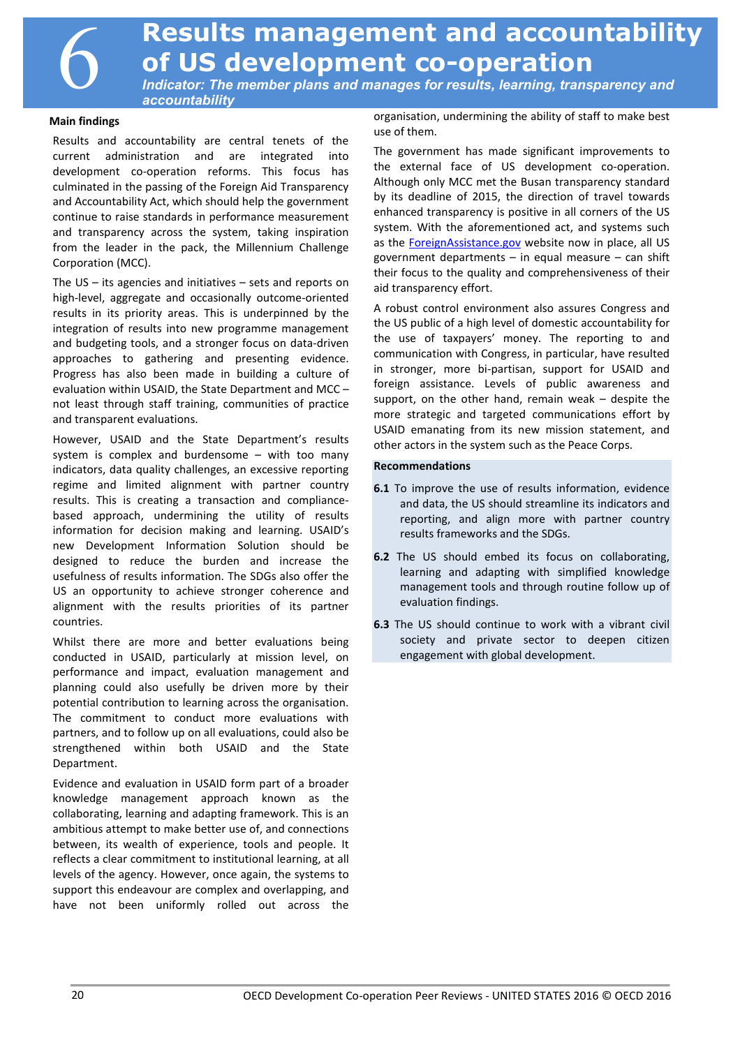# 6 Results management and accountability of US development co-operation

*Indicator: The member plans and manages for results, learning, transparency and accountability*

**Main findings**

Results and accountability are central tenets of the current administration and are integrated into development co-operation reforms. This focus has culminated in the passing of the Foreign Aid Transparency and Accountability Act, which should help the government continue to raise standards in performance measurement and transparency across the system, taking inspiration from the leader in the pack, the Millennium Challenge Corporation (MCC).

The US – its agencies and initiatives – sets and reports on high-level, aggregate and occasionally outcome-oriented results in its priority areas. This is underpinned by the integration of results into new programme management and budgeting tools, and a stronger focus on data-driven approaches to gathering and presenting evidence. Progress has also been made in building a culture of evaluation within USAID, the State Department and MCC – not least through staff training, communities of practice and transparent evaluations.

However, USAID and the State Department's results system is complex and burdensome – with too many indicators, data quality challenges, an excessive reporting regime and limited alignment with partner country results. This is creating a transaction and compliance-based approach, undermining the utility of results information for decision making and learning. USAID's new Development Information Solution should be designed to reduce the burden and increase the usefulness of results information. The SDGs also offer the US an opportunity to achieve stronger coherence and alignment with the results priorities of its partner countries.

Whilst there are more and better evaluations being conducted in USAID, particularly at mission level, on performance and impact, evaluation management and planning could also usefully be driven more by their potential contribution to learning across the organisation. The commitment to conduct more evaluations with partners, and to follow up on all evaluations, could also be strengthened within both USAID and the State Department.

Evidence and evaluation in USAID form part of a broader knowledge management approach known as the collaborating, learning and adapting framework. This is an ambitious attempt to make better use of, and connections between, its wealth of experience, tools and people. It reflects a clear commitment to institutional learning, at all levels of the agency. However, once again, the systems to support this endeavour are complex and overlapping, and have not been uniformly rolled out across the organisation, undermining the ability of staff to make best use of them.

The government has made significant improvements to the external face of US development co-operation. Although only MCC met the Busan transparency standard by its deadline of 2015, the direction of travel towards enhanced transparency is positive in all corners of the US system. With the aforementioned act, and systems such as the [ForeignAssistance.gov](ForeignAssistance.gov) website now in place, all US government departments – in equal measure – can shift their focus to the quality and comprehensiveness of their aid transparency effort.

A robust control environment also assures Congress and the US public of a high level of domestic accountability for the use of taxpayers' money. The reporting to and communication with Congress, in particular, have resulted in stronger, more bi-partisan, support for USAID and foreign assistance. Levels of public awareness and support, on the other hand, remain weak – despite the more strategic and targeted communications effort by USAID emanating from its new mission statement, and other actors in the system such as the Peace Corps.

**Recommendations**

**6.1** To improve the use of results information, evidence and data, the US should streamline its indicators and reporting, and align more with partner country results frameworks and the SDGs.

**6.2** The US should embed its focus on collaborating, learning and adapting with simplified knowledge management tools and through routine follow up of evaluation findings.

**6.3** The US should continue to work with a vibrant civil society and private sector to deepen citizen engagement with global development.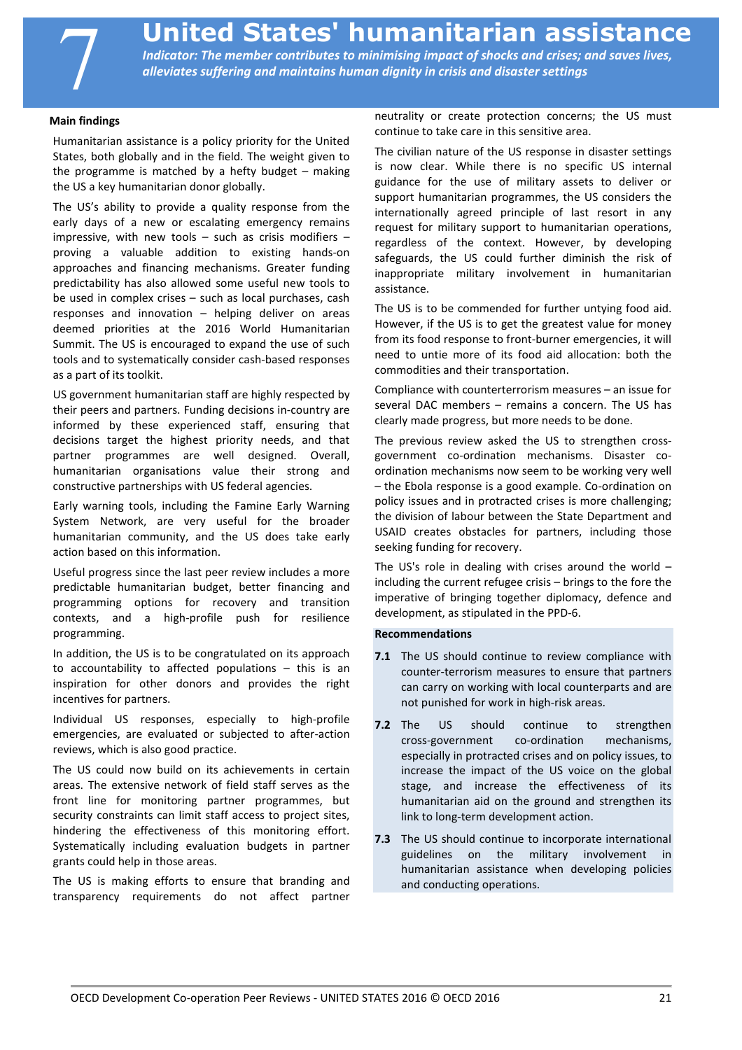# 7 United States' humanitarian assistance

*Indicator: The member contributes to minimising impact of shocks and crises; and saves lives, alleviates suffering and maintains human dignity in crisis and disaster settings*

**Main findings**

Humanitarian assistance is a policy priority for the United States, both globally and in the field. The weight given to the programme is matched by a hefty budget – making the US a key humanitarian donor globally.

The US's ability to provide a quality response from the early days of a new or escalating emergency remains impressive, with new tools – such as crisis modifiers – proving a valuable addition to existing hands-on approaches and financing mechanisms. Greater funding predictability has also allowed some useful new tools to be used in complex crises – such as local purchases, cash responses and innovation – helping deliver on areas deemed priorities at the 2016 World Humanitarian Summit. The US is encouraged to expand the use of such tools and to systematically consider cash-based responses as a part of its toolkit.

US government humanitarian staff are highly respected by their peers and partners. Funding decisions in-country are informed by these experienced staff, ensuring that decisions target the highest priority needs, and that partner programmes are well designed. Overall, humanitarian organisations value their strong and constructive partnerships with US federal agencies.

Early warning tools, including the Famine Early Warning System Network, are very useful for the broader humanitarian community, and the US does take early action based on this information.

Useful progress since the last peer review includes a more predictable humanitarian budget, better financing and programming options for recovery and transition contexts, and a high-profile push for resilience programming.

In addition, the US is to be congratulated on its approach to accountability to affected populations – this is an inspiration for other donors and provides the right incentives for partners.

Individual US responses, especially to high-profile emergencies, are evaluated or subjected to after-action reviews, which is also good practice.

The US could now build on its achievements in certain areas. The extensive network of field staff serves as the front line for monitoring partner programmes, but security constraints can limit staff access to project sites, hindering the effectiveness of this monitoring effort. Systematically including evaluation budgets in partner grants could help in those areas.

The US is making efforts to ensure that branding and transparency requirements do not affect partner neutrality or create protection concerns; the US must continue to take care in this sensitive area.

The civilian nature of the US response in disaster settings is now clear. While there is no specific US internal guidance for the use of military assets to deliver or support humanitarian programmes, the US considers the internationally agreed principle of last resort in any request for military support to humanitarian operations, regardless of the context. However, by developing safeguards, the US could further diminish the risk of inappropriate military involvement in humanitarian assistance.

The US is to be commended for further untying food aid. However, if the US is to get the greatest value for money from its food response to front-burner emergencies, it will need to untie more of its food aid allocation: both the commodities and their transportation.

Compliance with counterterrorism measures – an issue for several DAC members – remains a concern. The US has clearly made progress, but more needs to be done.

The previous review asked the US to strengthen cross-government co-ordination mechanisms. Disaster co-ordination mechanisms now seem to be working very well – the Ebola response is a good example. Co-ordination on policy issues and in protracted crises is more challenging; the division of labour between the State Department and USAID creates obstacles for partners, including those seeking funding for recovery.

The US's role in dealing with crises around the world – including the current refugee crisis – brings to the fore the imperative of bringing together diplomacy, defence and development, as stipulated in the PPD-6.

**Recommendations**

**7.1** The US should continue to review compliance with counter-terrorism measures to ensure that partners can carry on working with local counterparts and are not punished for work in high-risk areas.

**7.2** The US should continue to strengthen cross-government co-ordination mechanisms, especially in protracted crises and on policy issues, to increase the impact of the US voice on the global stage, and increase the effectiveness of its humanitarian aid on the ground and strengthen its link to long-term development action.

**7.3** The US should continue to incorporate international guidelines on the military involvement in humanitarian assistance when developing policies and conducting operations.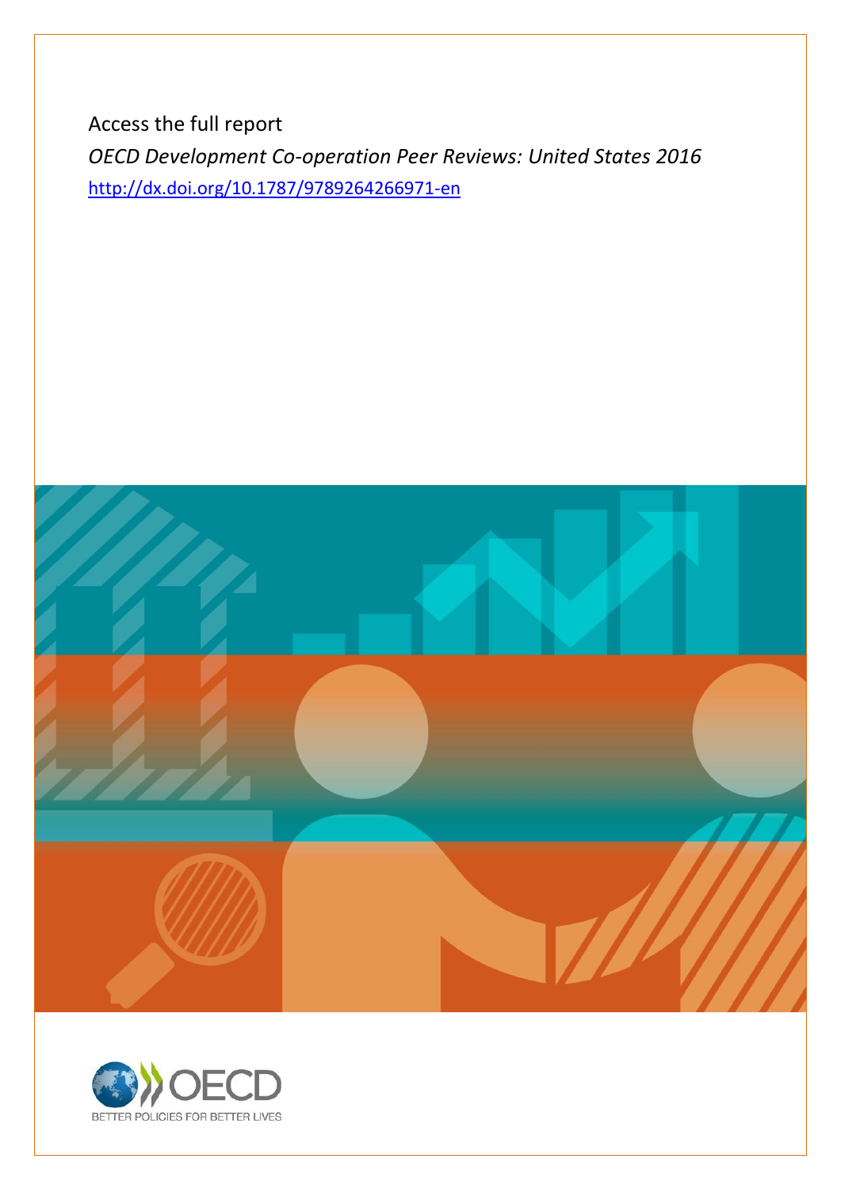Access the full report

*OECD Development Co-operation Peer Reviews: United States 2016*

http://dx.doi.org/10.1787/9789264266971-en

OECD

BETTER POLICIES FOR BETTER LIVES